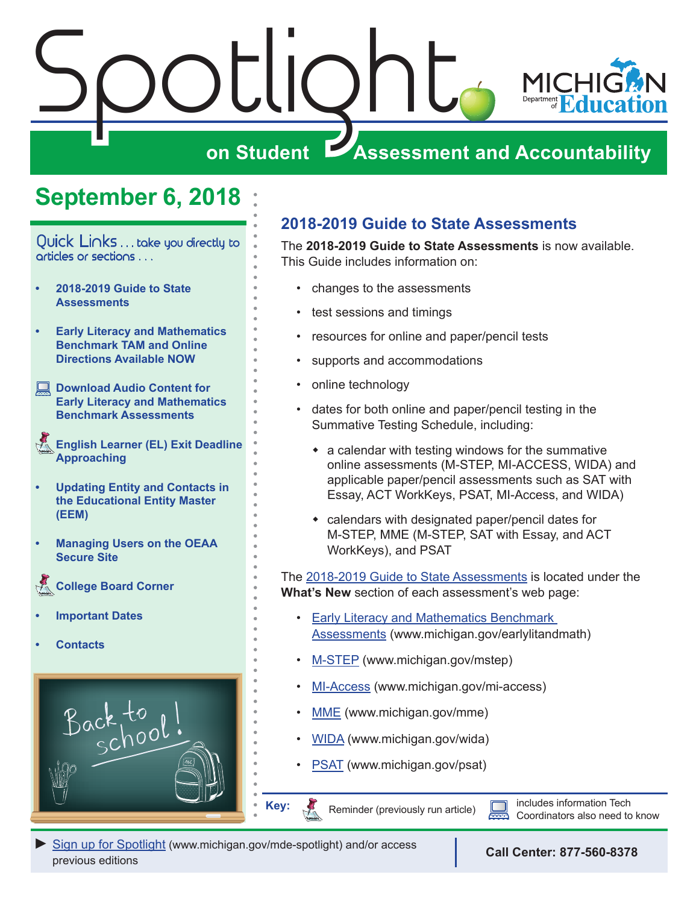# Spotlight on Student Assessment and Accountability

MICHIGAN Department of Education

## September 6, 2018

Quick Links . . . take you directly to articles or sections . . .

- 2018-2019 Guide to State Assessments
- Early Literacy and Mathematics Benchmark TAM and Online Directions Available NOW
- Download Audio Content for Early Literacy and Mathematics Benchmark Assessments
- English Learner (EL) Exit Deadline Approaching
- Updating Entity and Contacts in the Educational Entity Master (EEM)
- Managing Users on the OEAA Secure Site
- College Board Corner
- Important Dates
- Contacts

## 2018-2019 Guide to State Assessments

The **2018-2019 Guide to State Assessments** is now available. This Guide includes information on:

- changes to the assessments
- test sessions and timings
- resources for online and paper/pencil tests
- supports and accommodations
- online technology
- dates for both online and paper/pencil testing in the Summative Testing Schedule, including:
  - a calendar with testing windows for the summative online assessments (M-STEP, MI-ACCESS, WIDA) and applicable paper/pencil assessments such as SAT with Essay, ACT WorkKeys, PSAT, MI-Access, and WIDA)
  - calendars with designated paper/pencil dates for M-STEP, MME (M-STEP, SAT with Essay, and ACT WorkKeys), and PSAT

The 2018-2019 Guide to State Assessments is located under the **What's New** section of each assessment's web page:

- Early Literacy and Mathematics Benchmark Assessments (www.michigan.gov/earlylitandmath)
- M-STEP (www.michigan.gov/mstep)
- MI-Access (www.michigan.gov/mi-access)
- MME (www.michigan.gov/mme)
- WIDA (www.michigan.gov/wida)
- PSAT (www.michigan.gov/psat)

**Key:** Reminder (previously run article) | includes information Tech Coordinators also need to know

► Sign up for Spotlight (www.michigan.gov/mde-spotlight) and/or access previous editions

**Call Center: 877-560-8378**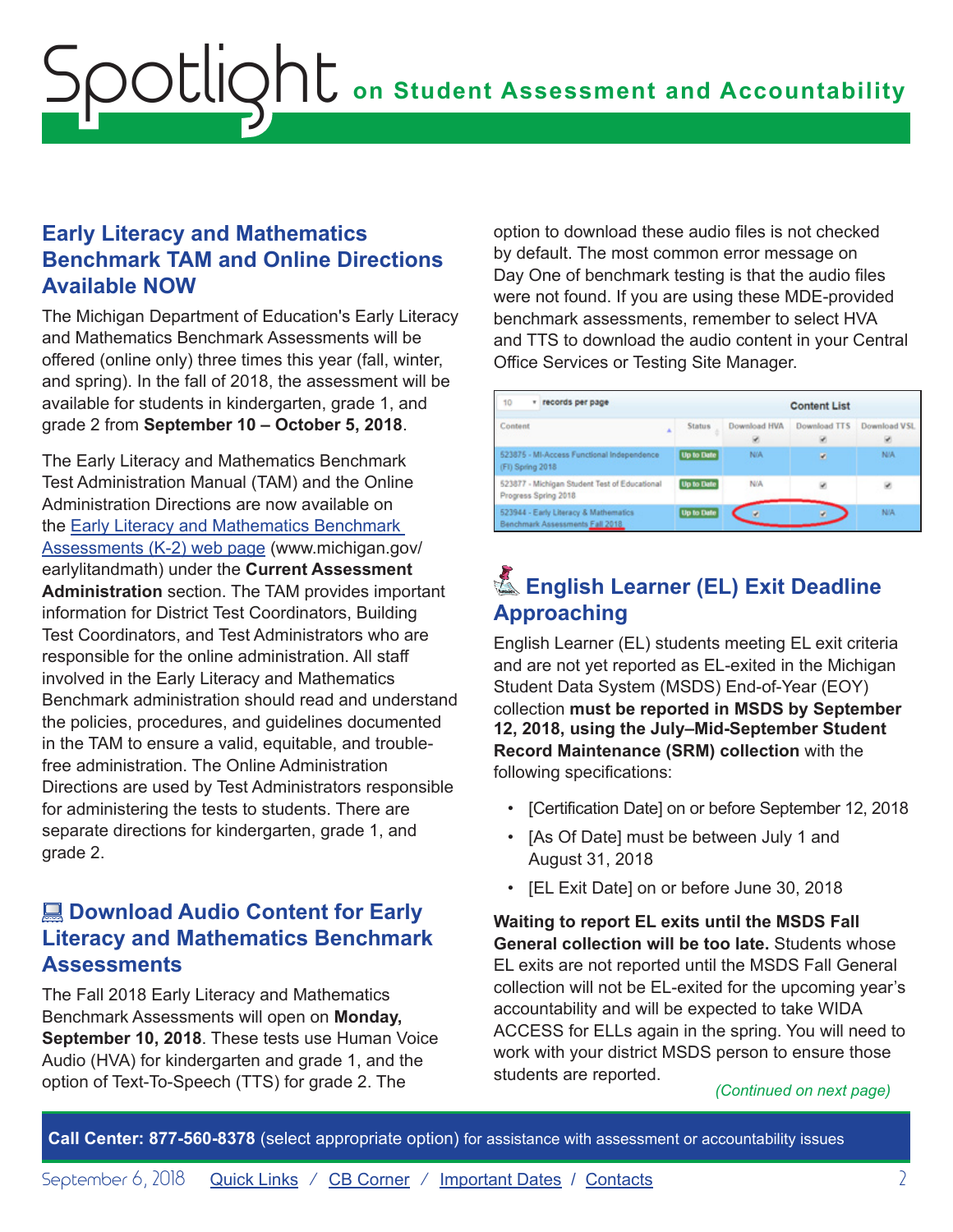## Early Literacy and Mathematics Benchmark TAM and Online Directions Available NOW

The Michigan Department of Education's Early Literacy and Mathematics Benchmark Assessments will be offered (online only) three times this year (fall, winter, and spring). In the fall of 2018, the assessment will be available for students in kindergarten, grade 1, and grade 2 from **September 10 – October 5, 2018**.

The Early Literacy and Mathematics Benchmark Test Administration Manual (TAM) and the Online Administration Directions are now available on the Early Literacy and Mathematics Benchmark Assessments (K-2) web page (www.michigan.gov/earlylitandmath) under the **Current Assessment Administration** section. The TAM provides important information for District Test Coordinators, Building Test Coordinators, and Test Administrators who are responsible for the online administration. All staff involved in the Early Literacy and Mathematics Benchmark administration should read and understand the policies, procedures, and guidelines documented in the TAM to ensure a valid, equitable, and trouble-free administration. The Online Administration Directions are used by Test Administrators responsible for administering the tests to students. There are separate directions for kindergarten, grade 1, and grade 2.

## Download Audio Content for Early Literacy and Mathematics Benchmark Assessments

The Fall 2018 Early Literacy and Mathematics Benchmark Assessments will open on **Monday, September 10, 2018**. These tests use Human Voice Audio (HVA) for kindergarten and grade 1, and the option of Text-To-Speech (TTS) for grade 2. The option to download these audio files is not checked by default. The most common error message on Day One of benchmark testing is that the audio files were not found. If you are using these MDE-provided benchmark assessments, remember to select HVA and TTS to download the audio content in your Central Office Services or Testing Site Manager.

| Content | Status | Download HVA | Download TTS | Download VSL |
|---|---|---|---|---|
| 523875 - MI-Access Functional Independence (FI) Spring 2018 | Up to Date | N/A | ✔ | N/A |
| 523877 - Michigan Student Test of Educational Progress Spring 2018 | Up to Date | N/A | ✔ | ✔ |
| 523944 - Early Literacy & Mathematics Benchmark Assessments Fall 2018 | Up to Date | ✔ | ✔ | N/A |

## English Learner (EL) Exit Deadline Approaching

English Learner (EL) students meeting EL exit criteria and are not yet reported as EL-exited in the Michigan Student Data System (MSDS) End-of-Year (EOY) collection **must be reported in MSDS by September 12, 2018, using the July–Mid-September Student Record Maintenance (SRM) collection** with the following specifications:

- [Certification Date] on or before September 12, 2018
- [As Of Date] must be between July 1 and August 31, 2018
- [EL Exit Date] on or before June 30, 2018

**Waiting to report EL exits until the MSDS Fall General collection will be too late.** Students whose EL exits are not reported until the MSDS Fall General collection will not be EL-exited for the upcoming year's accountability and will be expected to take WIDA ACCESS for ELLs again in the spring. You will need to work with your district MSDS person to ensure those students are reported.

*(Continued on next page)*

**Call Center: 877-560-8378** (select appropriate option) for assistance with assessment or accountability issues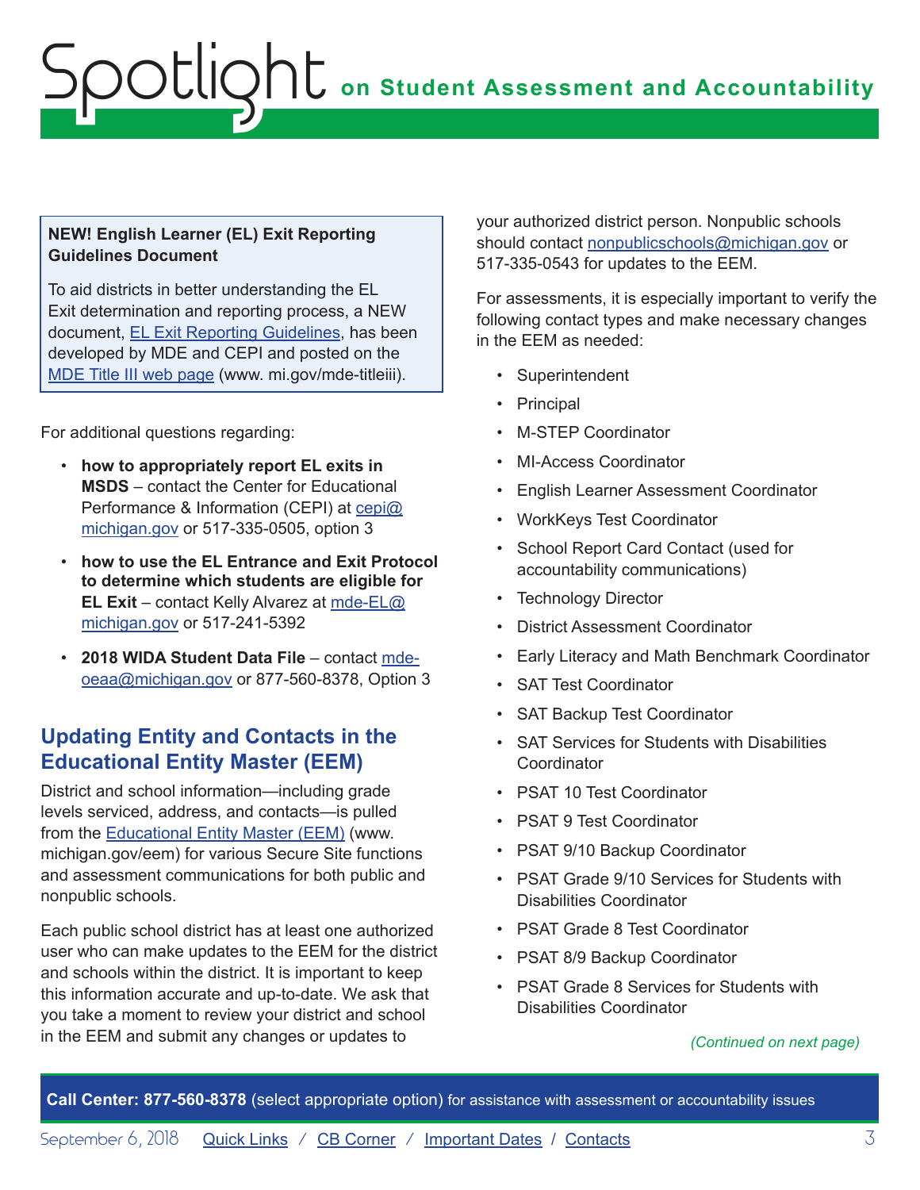**NEW! English Learner (EL) Exit Reporting Guidelines Document**

To aid districts in better understanding the EL Exit determination and reporting process, a NEW document, EL Exit Reporting Guidelines, has been developed by MDE and CEPI and posted on the MDE Title III web page (www. mi.gov/mde-titleiii).

For additional questions regarding:

- **how to appropriately report EL exits in MSDS** – contact the Center for Educational Performance & Information (CEPI) at cepi@michigan.gov or 517-335-0505, option 3
- **how to use the EL Entrance and Exit Protocol to determine which students are eligible for EL Exit** – contact Kelly Alvarez at mde-EL@michigan.gov or 517-241-5392
- **2018 WIDA Student Data File** – contact mde-oeaa@michigan.gov or 877-560-8378, Option 3

## Updating Entity and Contacts in the Educational Entity Master (EEM)

District and school information—including grade levels serviced, address, and contacts—is pulled from the Educational Entity Master (EEM) (www.michigan.gov/eem) for various Secure Site functions and assessment communications for both public and nonpublic schools.

Each public school district has at least one authorized user who can make updates to the EEM for the district and schools within the district. It is important to keep this information accurate and up-to-date. We ask that you take a moment to review your district and school in the EEM and submit any changes or updates to your authorized district person. Nonpublic schools should contact nonpublicschools@michigan.gov or 517-335-0543 for updates to the EEM.

For assessments, it is especially important to verify the following contact types and make necessary changes in the EEM as needed:

- Superintendent
- Principal
- M-STEP Coordinator
- MI-Access Coordinator
- English Learner Assessment Coordinator
- WorkKeys Test Coordinator
- School Report Card Contact (used for accountability communications)
- Technology Director
- District Assessment Coordinator
- Early Literacy and Math Benchmark Coordinator
- SAT Test Coordinator
- SAT Backup Test Coordinator
- SAT Services for Students with Disabilities Coordinator
- PSAT 10 Test Coordinator
- PSAT 9 Test Coordinator
- PSAT 9/10 Backup Coordinator
- PSAT Grade 9/10 Services for Students with Disabilities Coordinator
- PSAT Grade 8 Test Coordinator
- PSAT 8/9 Backup Coordinator
- PSAT Grade 8 Services for Students with Disabilities Coordinator

*(Continued on next page)*

**Call Center: 877-560-8378** (select appropriate option) for assistance with assessment or accountability issues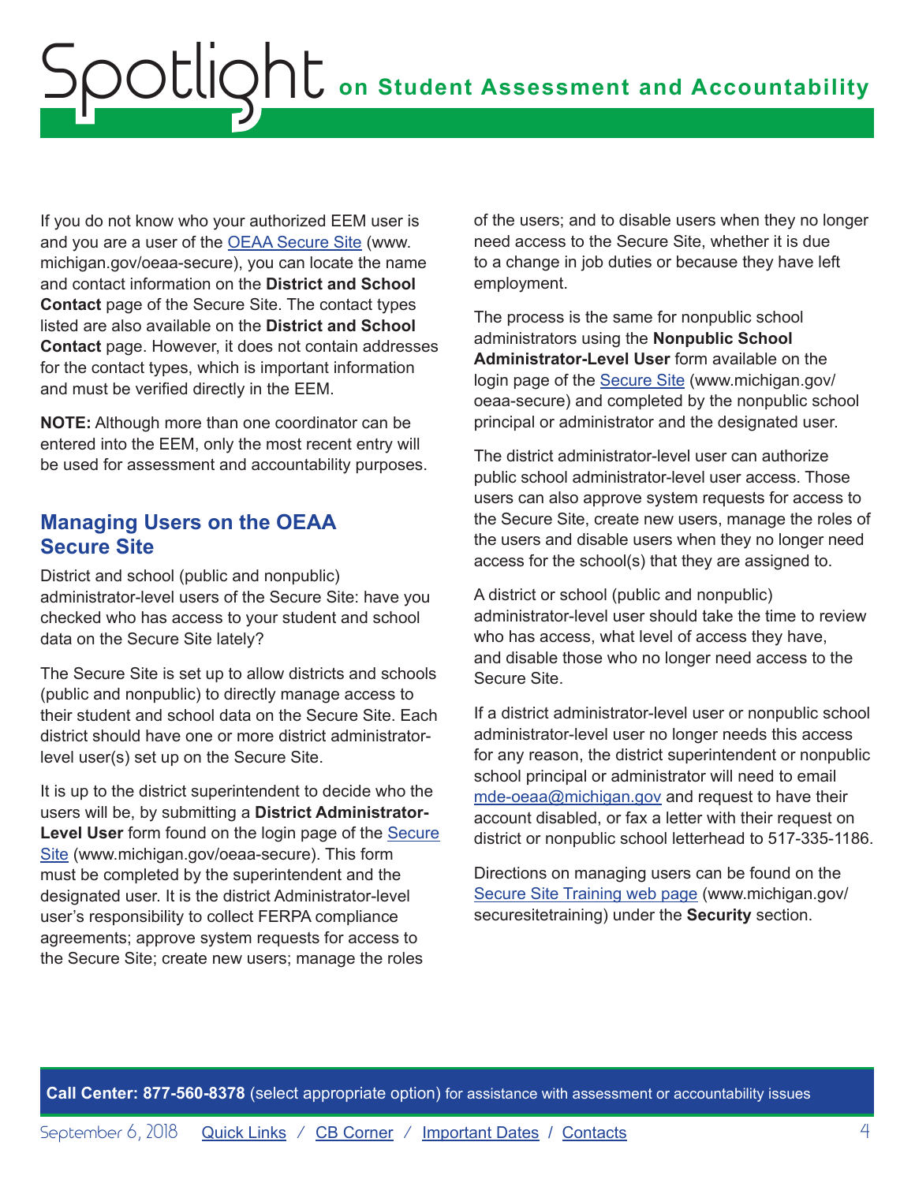If you do not know who your authorized EEM user is and you are a user of the [OEAA Secure Site](www.michigan.gov/oeaa-secure) (www.michigan.gov/oeaa-secure), you can locate the name and contact information on the **District and School Contact** page of the Secure Site. The contact types listed are also available on the **District and School Contact** page. However, it does not contain addresses for the contact types, which is important information and must be verified directly in the EEM.

**NOTE:** Although more than one coordinator can be entered into the EEM, only the most recent entry will be used for assessment and accountability purposes.

## Managing Users on the OEAA Secure Site

District and school (public and nonpublic) administrator-level users of the Secure Site: have you checked who has access to your student and school data on the Secure Site lately?

The Secure Site is set up to allow districts and schools (public and nonpublic) to directly manage access to their student and school data on the Secure Site. Each district should have one or more district administrator-level user(s) set up on the Secure Site.

It is up to the district superintendent to decide who the users will be, by submitting a **District Administrator-Level User** form found on the login page of the [Secure Site](www.michigan.gov/oeaa-secure) (www.michigan.gov/oeaa-secure). This form must be completed by the superintendent and the designated user. It is the district Administrator-level user's responsibility to collect FERPA compliance agreements; approve system requests for access to the Secure Site; create new users; manage the roles of the users; and to disable users when they no longer need access to the Secure Site, whether it is due to a change in job duties or because they have left employment.

The process is the same for nonpublic school administrators using the **Nonpublic School Administrator-Level User** form available on the login page of the [Secure Site](www.michigan.gov/oeaa-secure) (www.michigan.gov/oeaa-secure) and completed by the nonpublic school principal or administrator and the designated user.

The district administrator-level user can authorize public school administrator-level user access. Those users can also approve system requests for access to the Secure Site, create new users, manage the roles of the users and disable users when they no longer need access for the school(s) that they are assigned to.

A district or school (public and nonpublic) administrator-level user should take the time to review who has access, what level of access they have, and disable those who no longer need access to the Secure Site.

If a district administrator-level user or nonpublic school administrator-level user no longer needs this access for any reason, the district superintendent or nonpublic school principal or administrator will need to email [mde-oeaa@michigan.gov](mailto:mde-oeaa@michigan.gov) and request to have their account disabled, or fax a letter with their request on district or nonpublic school letterhead to 517-335-1186.

Directions on managing users can be found on the [Secure Site Training web page](www.michigan.gov/securesitetraining) (www.michigan.gov/securesitetraining) under the **Security** section.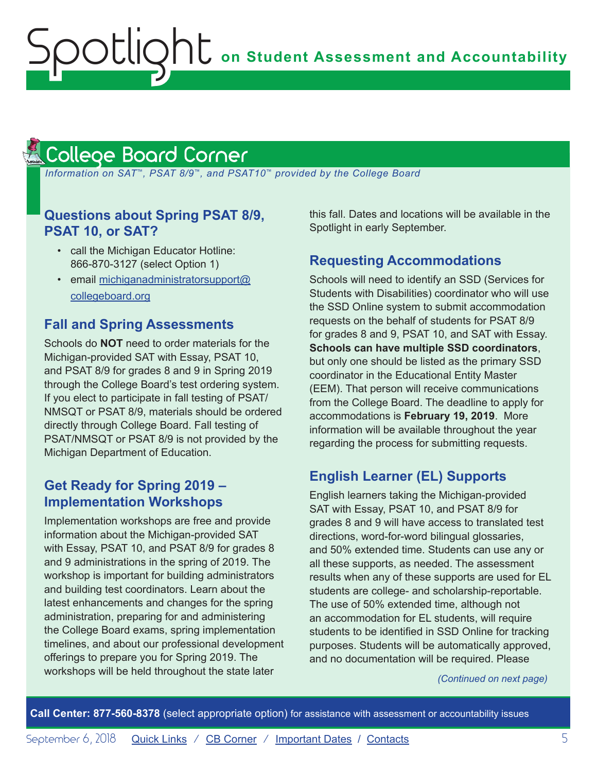## College Board Corner

*Information on SAT™, PSAT 8/9™, and PSAT10™ provided by the College Board*

### Questions about Spring PSAT 8/9, PSAT 10, or SAT?

- call the Michigan Educator Hotline: 866-870-3127 (select Option 1)
- email [michiganadministratorsupport@collegeboard.org](mailto:michiganadministratorsupport@collegeboard.org)

### Fall and Spring Assessments

Schools do **NOT** need to order materials for the Michigan-provided SAT with Essay, PSAT 10, and PSAT 8/9 for grades 8 and 9 in Spring 2019 through the College Board's test ordering system. If you elect to participate in fall testing of PSAT/NMSQT or PSAT 8/9, materials should be ordered directly through College Board. Fall testing of PSAT/NMSQT or PSAT 8/9 is not provided by the Michigan Department of Education.

### Get Ready for Spring 2019 – Implementation Workshops

Implementation workshops are free and provide information about the Michigan-provided SAT with Essay, PSAT 10, and PSAT 8/9 for grades 8 and 9 administrations in the spring of 2019. The workshop is important for building administrators and building test coordinators. Learn about the latest enhancements and changes for the spring administration, preparing for and administering the College Board exams, spring implementation timelines, and about our professional development offerings to prepare you for Spring 2019. The workshops will be held throughout the state later this fall. Dates and locations will be available in the Spotlight in early September.

### Requesting Accommodations

Schools will need to identify an SSD (Services for Students with Disabilities) coordinator who will use the SSD Online system to submit accommodation requests on the behalf of students for PSAT 8/9 for grades 8 and 9, PSAT 10, and SAT with Essay. **Schools can have multiple SSD coordinators**, but only one should be listed as the primary SSD coordinator in the Educational Entity Master (EEM). That person will receive communications from the College Board. The deadline to apply for accommodations is **February 19, 2019**. More information will be available throughout the year regarding the process for submitting requests.

### English Learner (EL) Supports

English learners taking the Michigan-provided SAT with Essay, PSAT 10, and PSAT 8/9 for grades 8 and 9 will have access to translated test directions, word-for-word bilingual glossaries, and 50% extended time. Students can use any or all these supports, as needed. The assessment results when any of these supports are used for EL students are college- and scholarship-reportable. The use of 50% extended time, although not an accommodation for EL students, will require students to be identified in SSD Online for tracking purposes. Students will be automatically approved, and no documentation will be required. Please

*(Continued on next page)*

**Call Center: 877-560-8378** (select appropriate option) for assistance with assessment or accountability issues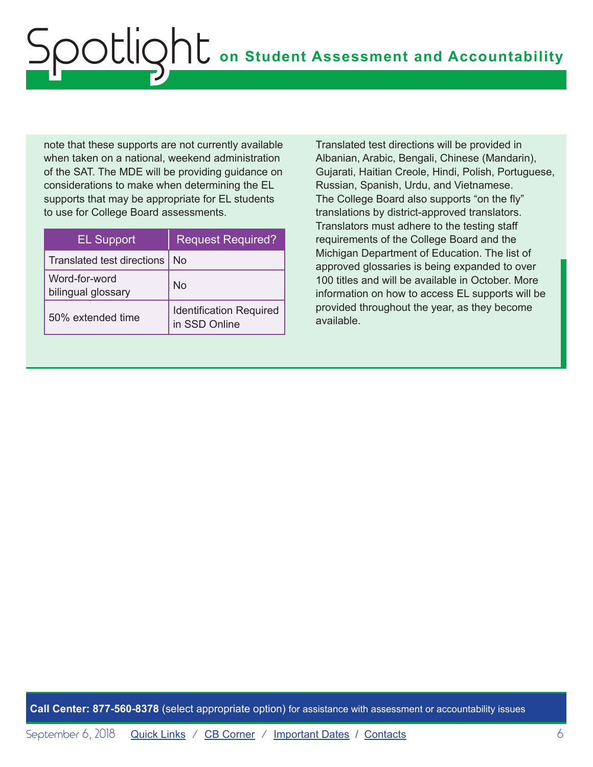note that these supports are not currently available when taken on a national, weekend administration of the SAT. The MDE will be providing guidance on considerations to make when determining the EL supports that may be appropriate for EL students to use for College Board assessments.

| EL Support | Request Required? |
| --- | --- |
| Translated test directions | No |
| Word-for-word bilingual glossary | No |
| 50% extended time | Identification Required in SSD Online |

Translated test directions will be provided in Albanian, Arabic, Bengali, Chinese (Mandarin), Gujarati, Haitian Creole, Hindi, Polish, Portuguese, Russian, Spanish, Urdu, and Vietnamese. The College Board also supports "on the fly" translations by district-approved translators. Translators must adhere to the testing staff requirements of the College Board and the Michigan Department of Education. The list of approved glossaries is being expanded to over 100 titles and will be available in October. More information on how to access EL supports will be provided throughout the year, as they become available.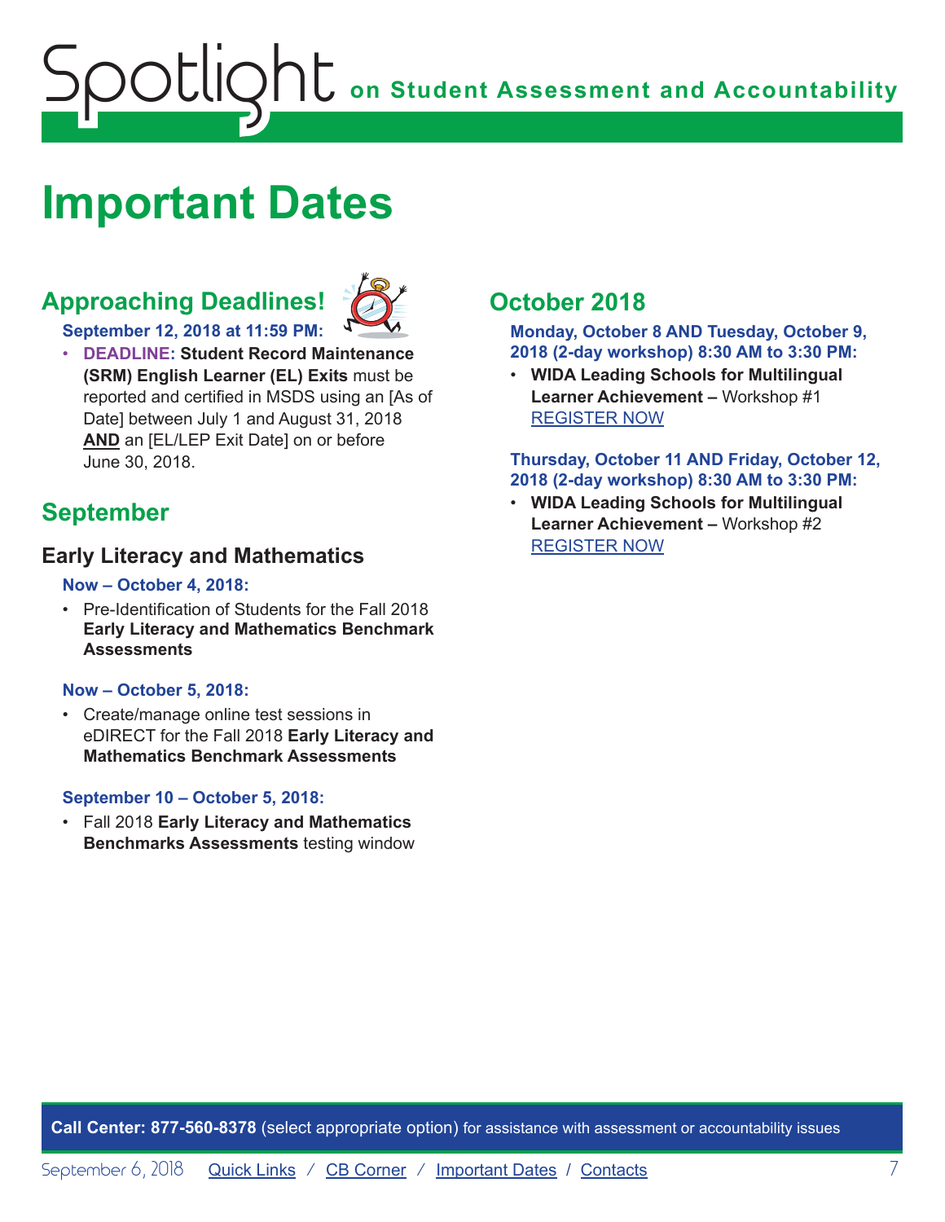# Important Dates

## Approaching Deadlines!

**September 12, 2018 at 11:59 PM:**

- **DEADLINE: Student Record Maintenance (SRM) English Learner (EL) Exits** must be reported and certified in MSDS using an [As of Date] between July 1 and August 31, 2018 **AND** an [EL/LEP Exit Date] on or before June 30, 2018.

## September

### Early Literacy and Mathematics

**Now – October 4, 2018:**

- Pre-Identification of Students for the Fall 2018 **Early Literacy and Mathematics Benchmark Assessments**

**Now – October 5, 2018:**

- Create/manage online test sessions in eDIRECT for the Fall 2018 **Early Literacy and Mathematics Benchmark Assessments**

**September 10 – October 5, 2018:**

- Fall 2018 **Early Literacy and Mathematics Benchmarks Assessments** testing window

## October 2018

**Monday, October 8 AND Tuesday, October 9, 2018 (2-day workshop) 8:30 AM to 3:30 PM:**

- **WIDA Leading Schools for Multilingual Learner Achievement –** Workshop #1 REGISTER NOW

**Thursday, October 11 AND Friday, October 12, 2018 (2-day workshop) 8:30 AM to 3:30 PM:**

- **WIDA Leading Schools for Multilingual Learner Achievement –** Workshop #2 REGISTER NOW

**Call Center: 877-560-8378** (select appropriate option) for assistance with assessment or accountability issues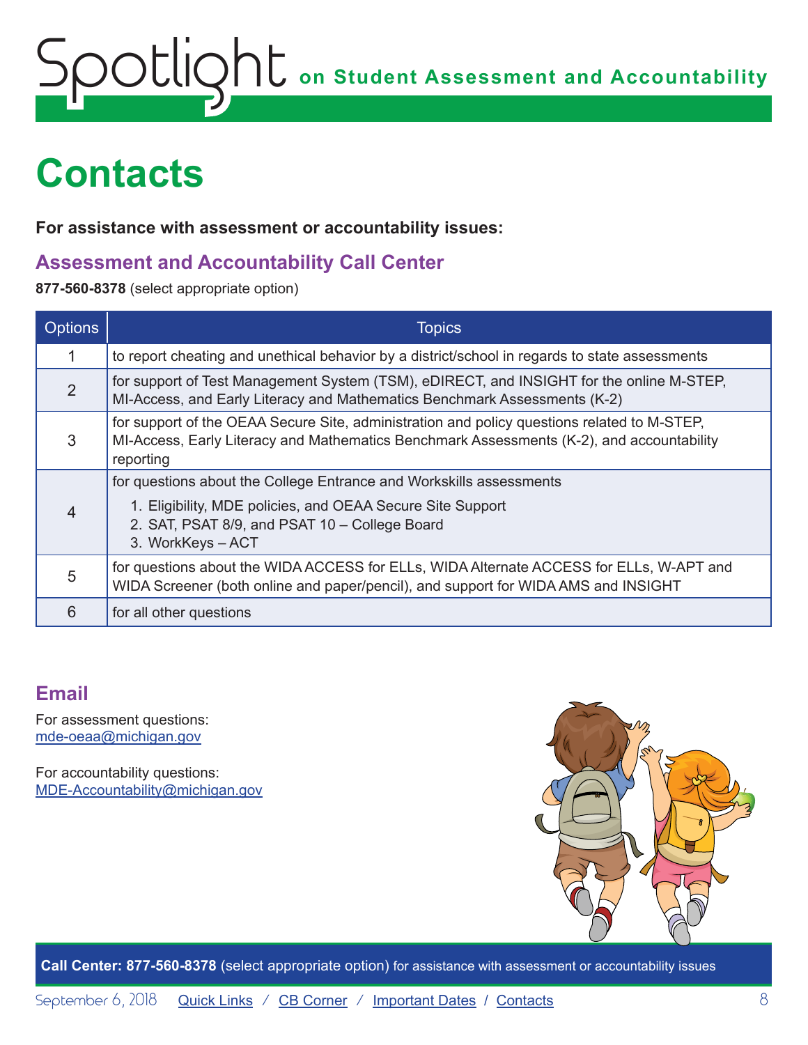# Contacts

**For assistance with assessment or accountability issues:**

## Assessment and Accountability Call Center

**877-560-8378** (select appropriate option)

| Options | Topics |
|---|---|
| 1 | to report cheating and unethical behavior by a district/school in regards to state assessments |
| 2 | for support of Test Management System (TSM), eDIRECT, and INSIGHT for the online M-STEP, MI-Access, and Early Literacy and Mathematics Benchmark Assessments (K-2) |
| 3 | for support of the OEAA Secure Site, administration and policy questions related to M-STEP, MI-Access, Early Literacy and Mathematics Benchmark Assessments (K-2), and accountability reporting |
| 4 | for questions about the College Entrance and Workskills assessments<br>1. Eligibility, MDE policies, and OEAA Secure Site Support<br>2. SAT, PSAT 8/9, and PSAT 10 – College Board<br>3. WorkKeys – ACT |
| 5 | for questions about the WIDA ACCESS for ELLs, WIDA Alternate ACCESS for ELLs, W-APT and WIDA Screener (both online and paper/pencil), and support for WIDA AMS and INSIGHT |
| 6 | for all other questions |

## Email

For assessment questions:
mde-oeaa@michigan.gov

For accountability questions:
MDE-Accountability@michigan.gov

**Call Center: 877-560-8378** (select appropriate option) for assistance with assessment or accountability issues